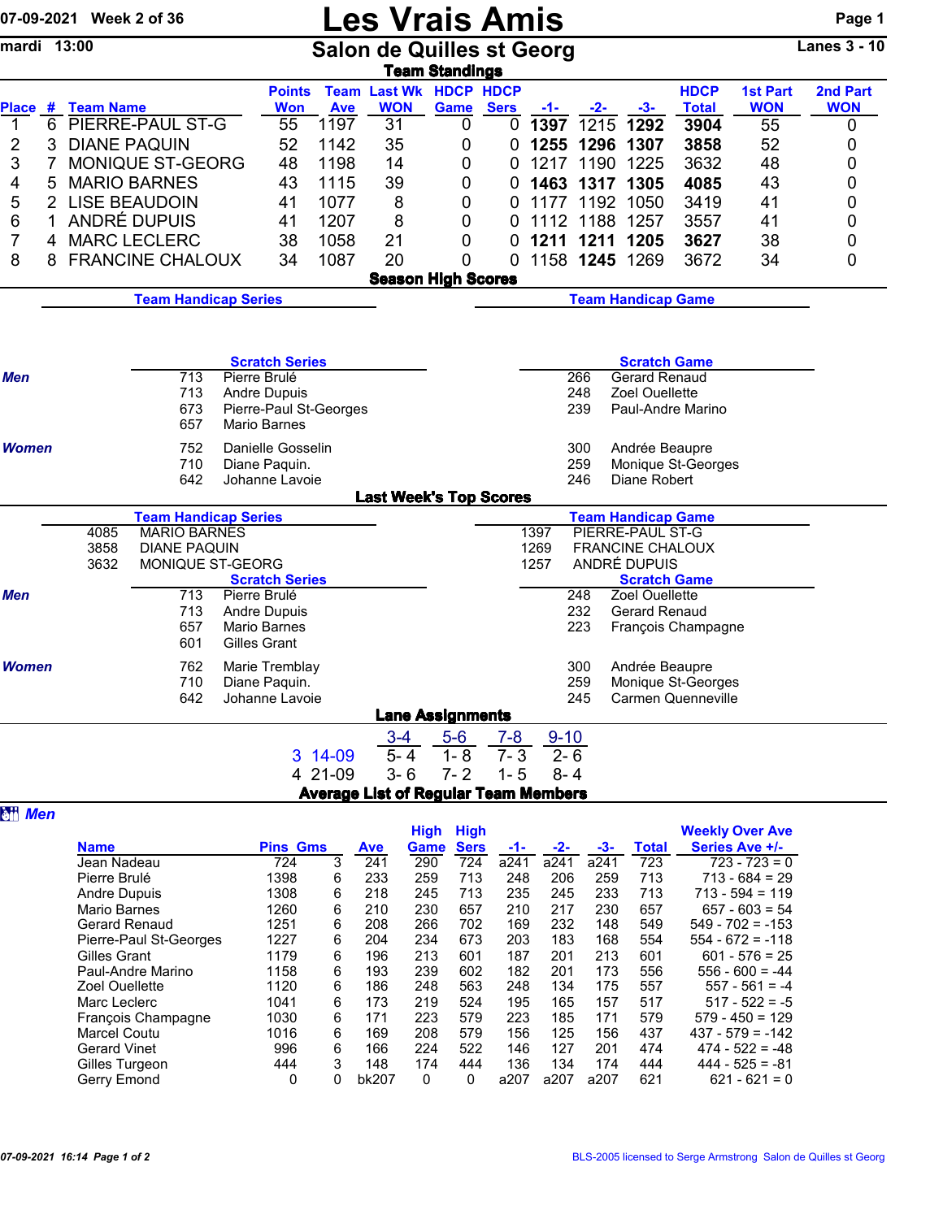07-09-2021 Week 2 of 36

mardi 13:00

# Les Vrais Amis

## Salon de Quilles st Georg

Lanes 3 - 10

### Team Standings

| Place | # | Team Name | Points Won | Team Ave | Last Wk WON | HDCP Game | HDCP Sers | -1- | -2- | -3- | HDCP Total | 1st Part WON | 2nd Part WON |
|---|---|---|---|---|---|---|---|---|---|---|---|---|---|
| 1 | 6 | PIERRE-PAUL ST-G | 55 | 1197 | 31 | 0 | 0 | **1397** | 1215 | **1292** | **3904** | 55 | 0 |
| 2 | 3 | DIANE PAQUIN | 52 | 1142 | 35 | 0 | 0 | **1255** | **1296** | **1307** | **3858** | 52 | 0 |
| 3 | 7 | MONIQUE ST-GEORG | 48 | 1198 | 14 | 0 | 0 | 1217 | 1190 | 1225 | 3632 | 48 | 0 |
| 4 | 5 | MARIO BARNES | 43 | 1115 | 39 | 0 | 0 | **1463** | **1317** | **1305** | **4085** | 43 | 0 |
| 5 | 2 | LISE BEAUDOIN | 41 | 1077 | 8 | 0 | 0 | 1177 | 1192 | 1050 | 3419 | 41 | 0 |
| 6 | 1 | ANDRÉ DUPUIS | 41 | 1207 | 8 | 0 | 0 | 1112 | 1188 | 1257 | 3557 | 41 | 0 |
| 7 | 4 | MARC LECLERC | 38 | 1058 | 21 | 0 | 0 | **1211** | **1211** | **1205** | **3627** | 38 | 0 |
| 8 | 8 | FRANCINE CHALOUX | 34 | 1087 | 20 | 0 | 0 | 1158 | **1245** | 1269 | 3672 | 34 | 0 |

### Season High Scores

**Team Handicap Series**

**Team Handicap Game**

| | Scratch Series | | Scratch Game | |
|---|---|---|---|---|
| *Men* | 713 | Pierre Brulé | 266 | Gerard Renaud |
| | 713 | Andre Dupuis | 248 | Zoel Ouellette |
| | 673 | Pierre-Paul St-Georges | 239 | Paul-Andre Marino |
| | 657 | Mario Barnes | | |
| *Women* | 752 | Danielle Gosselin | 300 | Andrée Beaupre |
| | 710 | Diane Paquin. | 259 | Monique St-Georges |
| | 642 | Johanne Lavoie | 246 | Diane Robert |

### Last Week's Top Scores

| Team Handicap Series | | Team Handicap Game | |
|---|---|---|---|
| 4085 | MARIO BARNES | 1397 | PIERRE-PAUL ST-G |
| 3858 | DIANE PAQUIN | 1269 | FRANCINE CHALOUX |
| 3632 | MONIQUE ST-GEORG | 1257 | ANDRÉ DUPUIS |

| | Scratch Series | | Scratch Game | |
|---|---|---|---|---|
| *Men* | 713 | Pierre Brulé | 248 | Zoel Ouellette |
| | 713 | Andre Dupuis | 232 | Gerard Renaud |
| | 657 | Mario Barnes | 223 | François Champagne |
| | 601 | Gilles Grant | | |
| *Women* | 762 | Marie Tremblay | 300 | Andrée Beaupre |
| | 710 | Diane Paquin. | 259 | Monique St-Georges |
| | 642 | Johanne Lavoie | 245 | Carmen Quenneville |

### Lane Assignments

| | 3-4 | 5-6 | 7-8 | 9-10 |
|---|---|---|---|---|
| 3 14-09 | 5- 4 | 1- 8 | 7- 3 | 2- 6 |
| 4 21-09 | 3- 6 | 7- 2 | 1- 5 | 8- 4 |

### Average List of Regular Team Members

***Men***

| Name | Pins | Gms | Ave | High Game | High Sers | -1- | -2- | -3- | Total | Weekly Over Ave Series Ave +/- |
|---|---|---|---|---|---|---|---|---|---|---|
| Jean Nadeau | 724 | 3 | 241 | 290 | 724 | a241 | a241 | a241 | 723 | 723 - 723 = 0 |
| Pierre Brulé | 1398 | 6 | 233 | 259 | 713 | 248 | 206 | 259 | 713 | 713 - 684 = 29 |
| Andre Dupuis | 1308 | 6 | 218 | 245 | 713 | 235 | 245 | 233 | 713 | 713 - 594 = 119 |
| Mario Barnes | 1260 | 6 | 210 | 230 | 657 | 210 | 217 | 230 | 657 | 657 - 603 = 54 |
| Gerard Renaud | 1251 | 6 | 208 | 266 | 702 | 169 | 232 | 148 | 549 | 549 - 702 = -153 |
| Pierre-Paul St-Georges | 1227 | 6 | 204 | 234 | 673 | 203 | 183 | 168 | 554 | 554 - 672 = -118 |
| Gilles Grant | 1179 | 6 | 196 | 213 | 601 | 187 | 201 | 213 | 601 | 601 - 576 = 25 |
| Paul-Andre Marino | 1158 | 6 | 193 | 239 | 602 | 182 | 201 | 173 | 556 | 556 - 600 = -44 |
| Zoel Ouellette | 1120 | 6 | 186 | 248 | 563 | 248 | 134 | 175 | 557 | 557 - 561 = -4 |
| Marc Leclerc | 1041 | 6 | 173 | 219 | 524 | 195 | 165 | 157 | 517 | 517 - 522 = -5 |
| François Champagne | 1030 | 6 | 171 | 223 | 579 | 223 | 185 | 171 | 579 | 579 - 450 = 129 |
| Marcel Coutu | 1016 | 6 | 169 | 208 | 579 | 156 | 125 | 156 | 437 | 437 - 579 = -142 |
| Gerard Vinet | 996 | 6 | 166 | 224 | 522 | 146 | 127 | 201 | 474 | 474 - 522 = -48 |
| Gilles Turgeon | 444 | 3 | 148 | 174 | 444 | 136 | 134 | 174 | 444 | 444 - 525 = -81 |
| Gerry Emond | 0 | 0 | bk207 | 0 | 0 | a207 | a207 | a207 | 621 | 621 - 621 = 0 |

07-09-2021 16:14 Page 1 of 2 BLS-2005 licensed to Serge Armstrong Salon de Quilles st Georg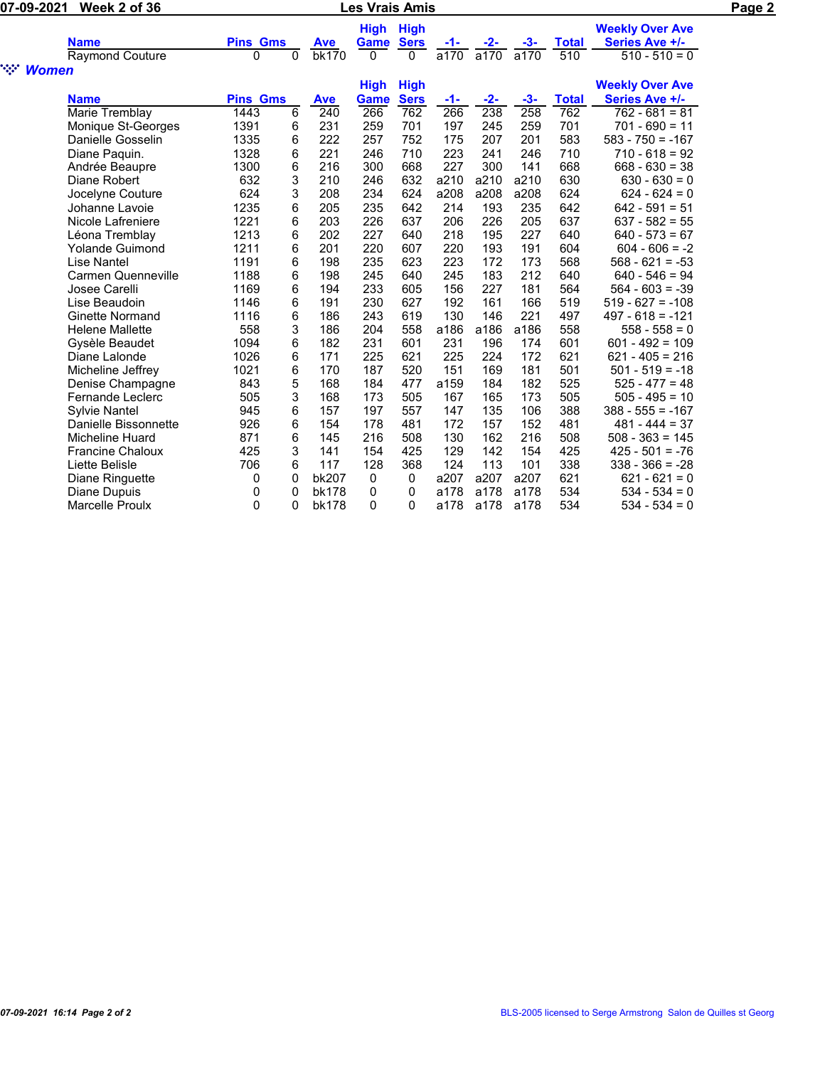| Name | Pins | Gms | Ave | High Game | High Sers | -1- | -2- | -3- | Total | Weekly Over Ave Series Ave +/- |
|---|---|---|---|---|---|---|---|---|---|---|
| Raymond Couture | 0 | 0 | bk170 | 0 | 0 | a170 | a170 | a170 | 510 | 510 - 510 = 0 |

## *Women*

| Name | Pins | Gms | Ave | High Game | High Sers | -1- | -2- | -3- | Total | Weekly Over Ave Series Ave +/- |
|---|---|---|---|---|---|---|---|---|---|---|
| Marie Tremblay | 1443 | 6 | 240 | 266 | 762 | 266 | 238 | 258 | 762 | 762 - 681 = 81 |
| Monique St-Georges | 1391 | 6 | 231 | 259 | 701 | 197 | 245 | 259 | 701 | 701 - 690 = 11 |
| Danielle Gosselin | 1335 | 6 | 222 | 257 | 752 | 175 | 207 | 201 | 583 | 583 - 750 = -167 |
| Diane Paquin. | 1328 | 6 | 221 | 246 | 710 | 223 | 241 | 246 | 710 | 710 - 618 = 92 |
| Andrée Beaupre | 1300 | 6 | 216 | 300 | 668 | 227 | 300 | 141 | 668 | 668 - 630 = 38 |
| Diane Robert | 632 | 3 | 210 | 246 | 632 | a210 | a210 | a210 | 630 | 630 - 630 = 0 |
| Jocelyne Couture | 624 | 3 | 208 | 234 | 624 | a208 | a208 | a208 | 624 | 624 - 624 = 0 |
| Johanne Lavoie | 1235 | 6 | 205 | 235 | 642 | 214 | 193 | 235 | 642 | 642 - 591 = 51 |
| Nicole Lafreniere | 1221 | 6 | 203 | 226 | 637 | 206 | 226 | 205 | 637 | 637 - 582 = 55 |
| Léona Tremblay | 1213 | 6 | 202 | 227 | 640 | 218 | 195 | 227 | 640 | 640 - 573 = 67 |
| Yolande Guimond | 1211 | 6 | 201 | 220 | 607 | 220 | 193 | 191 | 604 | 604 - 606 = -2 |
| Lise Nantel | 1191 | 6 | 198 | 235 | 623 | 223 | 172 | 173 | 568 | 568 - 621 = -53 |
| Carmen Quenneville | 1188 | 6 | 198 | 245 | 640 | 245 | 183 | 212 | 640 | 640 - 546 = 94 |
| Josee Carelli | 1169 | 6 | 194 | 233 | 605 | 156 | 227 | 181 | 564 | 564 - 603 = -39 |
| Lise Beaudoin | 1146 | 6 | 191 | 230 | 627 | 192 | 161 | 166 | 519 | 519 - 627 = -108 |
| Ginette Normand | 1116 | 6 | 186 | 243 | 619 | 130 | 146 | 221 | 497 | 497 - 618 = -121 |
| Helene Mallette | 558 | 3 | 186 | 204 | 558 | a186 | a186 | a186 | 558 | 558 - 558 = 0 |
| Gysèle Beaudet | 1094 | 6 | 182 | 231 | 601 | 231 | 196 | 174 | 601 | 601 - 492 = 109 |
| Diane Lalonde | 1026 | 6 | 171 | 225 | 621 | 225 | 224 | 172 | 621 | 621 - 405 = 216 |
| Micheline Jeffrey | 1021 | 6 | 170 | 187 | 520 | 151 | 169 | 181 | 501 | 501 - 519 = -18 |
| Denise Champagne | 843 | 5 | 168 | 184 | 477 | a159 | 184 | 182 | 525 | 525 - 477 = 48 |
| Fernande Leclerc | 505 | 3 | 168 | 173 | 505 | 167 | 165 | 173 | 505 | 505 - 495 = 10 |
| Sylvie Nantel | 945 | 6 | 157 | 197 | 557 | 147 | 135 | 106 | 388 | 388 - 555 = -167 |
| Danielle Bissonnette | 926 | 6 | 154 | 178 | 481 | 172 | 157 | 152 | 481 | 481 - 444 = 37 |
| Micheline Huard | 871 | 6 | 145 | 216 | 508 | 130 | 162 | 216 | 508 | 508 - 363 = 145 |
| Francine Chaloux | 425 | 3 | 141 | 154 | 425 | 129 | 142 | 154 | 425 | 425 - 501 = -76 |
| Liette Belisle | 706 | 6 | 117 | 128 | 368 | 124 | 113 | 101 | 338 | 338 - 366 = -28 |
| Diane Ringuette | 0 | 0 | bk207 | 0 | 0 | a207 | a207 | a207 | 621 | 621 - 621 = 0 |
| Diane Dupuis | 0 | 0 | bk178 | 0 | 0 | a178 | a178 | a178 | 534 | 534 - 534 = 0 |
| Marcelle Proulx | 0 | 0 | bk178 | 0 | 0 | a178 | a178 | a178 | 534 | 534 - 534 = 0 |